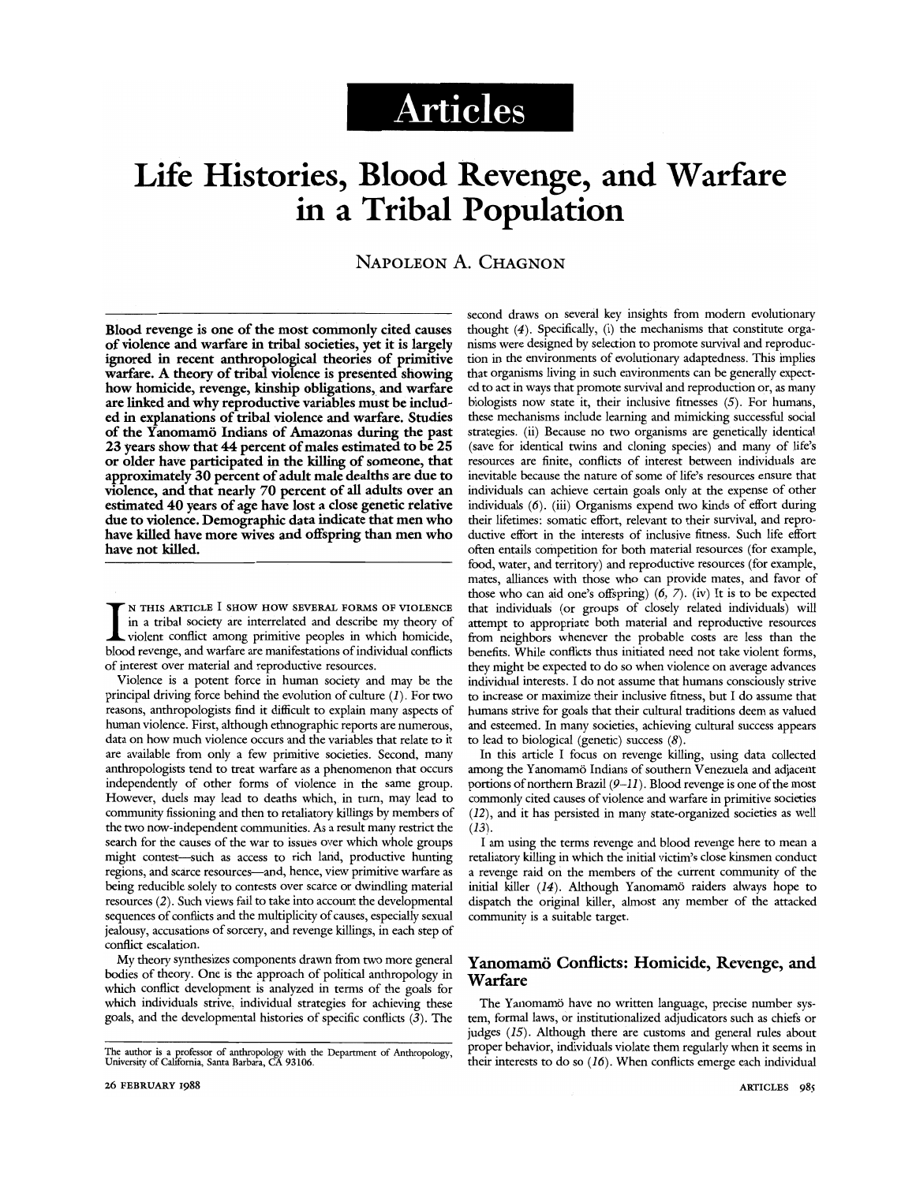Articles

# Life Histories, Blood Revenge, and Warfare in a Tribal Population

NAPOLEON A. CHAGNON

**Blood revenge is one of the most commonly cited causes of violence and warfare in tribal societies, yet it is largely ignored in recent anthropological theories of primitive warfare. A theory of tribal violence is presented showing how homicide, revenge, kinship obligations, and warfare are linked and why reproductive variables must be included in explanations of tribal violence and warfare. Studies of the Yanomamö Indians of Amazonas during the past 23 years show that 44 percent of males estimated to be 25 or older have participated in the killing of someone, that approximately 30 percent of adult male deaths are due to violence, and that nearly 70 percent of all adults over an estimated 40 years of age have lost a close genetic relative due to violence. Demographic data indicate that men who have killed have more wives and offspring than men who have not killed.**

IN THIS ARTICLE I SHOW HOW SEVERAL FORMS OF VIOLENCE in a tribal society are interrelated and describe my theory of violent conflict among primitive peoples in which homicide, blood revenge, and warfare are manifestations of individual conflicts of interest over material and reproductive resources.

Violence is a potent force in human society and may be the principal driving force behind the evolution of culture (*1*). For two reasons, anthropologists find it difficult to explain many aspects of human violence. First, although ethnographic reports are numerous, data on how much violence occurs and the variables that relate to it are available from only a few primitive societies. Second, many anthropologists tend to treat warfare as a phenomenon that occurs independently of other forms of violence in the same group. However, duels may lead to deaths which, in turn, may lead to community fissioning and then to retaliatory killings by members of the two now-independent communities. As a result many restrict the search for the causes of the war to issues over which whole groups might contest—such as access to rich land, productive hunting regions, and scarce resources—and, hence, view primitive warfare as being reducible solely to contests over scarce or dwindling material resources (*2*). Such views fail to take into account the developmental sequences of conflicts and the multiplicity of causes, especially sexual jealousy, accusations of sorcery, and revenge killings, in each step of conflict escalation.

My theory synthesizes components drawn from two more general bodies of theory. One is the approach of political anthropology in which conflict development is analyzed in terms of the goals for which individuals strive, individual strategies for achieving these goals, and the developmental histories of specific conflicts (*3*). The second draws on several key insights from modern evolutionary thought (*4*). Specifically, (i) the mechanisms that constitute organisms were designed by selection to promote survival and reproduction in the environments of evolutionary adaptedness. This implies that organisms living in such environments can be generally expected to act in ways that promote survival and reproduction or, as many biologists now state it, their inclusive fitnesses (*5*). For humans, these mechanisms include learning and mimicking successful social strategies. (ii) Because no two organisms are genetically identical (save for identical twins and cloning species) and many of life's resources are finite, conflicts of interest between individuals are inevitable because the nature of some of life's resources ensure that individuals can achieve certain goals only at the expense of other individuals (*6*). (iii) Organisms expend two kinds of effort during their lifetimes: somatic effort, relevant to their survival, and reproductive effort in the interests of inclusive fitness. Such life effort often entails competition for both material resources (for example, food, water, and territory) and reproductive resources (for example, mates, alliances with those who can provide mates, and favor of those who can aid one's offspring) (*6*, *7*). (iv) It is to be expected that individuals (or groups of closely related individuals) will attempt to appropriate both material and reproductive resources from neighbors whenever the probable costs are less than the benefits. While conflicts thus initiated need not take violent forms, they might be expected to do so when violence on average advances individual interests. I do not assume that humans consciously strive to increase or maximize their inclusive fitness, but I do assume that humans strive for goals that their cultural traditions deem as valued and esteemed. In many societies, achieving cultural success appears to lead to biological (genetic) success (*8*).

In this article I focus on revenge killing, using data collected among the Yanomamö Indians of southern Venezuela and adjacent portions of northern Brazil (*9–11*). Blood revenge is one of the most commonly cited causes of violence and warfare in primitive societies (*12*), and it has persisted in many state-organized societies as well (*13*).

I am using the terms revenge and blood revenge here to mean a retaliatory killing in which the initial victim's close kinsmen conduct a revenge raid on the members of the current community of the initial killer (*14*). Although Yanomamö raiders always hope to dispatch the original killer, almost any member of the attacked community is a suitable target.

## Yanomamö Conflicts: Homicide, Revenge, and Warfare

The Yanomamö have no written language, precise number system, formal laws, or institutionalized adjudicators such as chiefs or judges (*15*). Although there are customs and general rules about proper behavior, individuals violate them regularly when it seems in their interests to do so (*16*). When conflicts emerge each individual

The author is a professor of anthropology with the Department of Anthropology, University of California, Santa Barbara, CA 93106.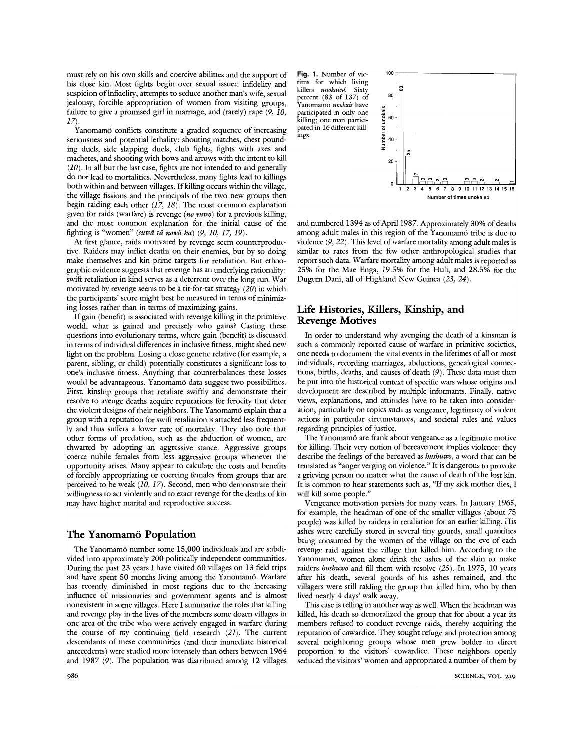must rely on his own skills and coercive abilities and the support of his close kin. Most fights begin over sexual issues: infidelity and suspicion of infidelity, attempts to seduce another man's wife, sexual jealousy, forcible appropriation of women from visiting groups, failure to give a promised girl in marriage, and (rarely) rape (*9, 10, 17*).

Yanomamö conflicts constitute a graded sequence of increasing seriousness and potential lethality: shouting matches, chest pounding duels, side slapping duels, club fights, fights with axes and machetes, and shooting with bows and arrows with the intent to kill (*10*). In all but the last case, fights are not intended to and generally do not lead to mortalities. Nevertheless, many fights lead to killings both within and between villages. If killing occurs within the village, the village fissions and the principals of the two new groups then begin raiding each other (*17, 18*). The most common explanation given for raids (warfare) is revenge (*no yuwo*) for a previous killing, and the most common explanation for the initial cause of the fighting is "women" (*suwä tä nowä ha*) (*9, 10, 17, 19*).

At first glance, raids motivated by revenge seem counterproductive. Raiders may inflict deaths on their enemies, but by so doing make themselves and kin prime targets for retaliation. But ethnographic evidence suggests that revenge has an underlying rationality: swift retaliation in kind serves as a deterrent over the long run. War motivated by revenge seems to be a tit-for-tat strategy (*20*) in which the participants' score might best be measured in terms of minimizing losses rather than in terms of maximizing gains.

If gain (benefit) is associated with revenge killing in the primitive world, what is gained and precisely who gains? Casting these questions into evolutionary terms, where gain (benefit) is discussed in terms of individual differences in inclusive fitness, might shed new light on the problem. Losing a close genetic relative (for example, a parent, sibling, or child) potentially constitutes a significant loss to one's inclusive fitness. Anything that counterbalances these losses would be advantageous. Yanomamö data suggest two possibilities. First, kinship groups that retaliate swiftly and demonstrate their resolve to avenge deaths acquire reputations for ferocity that deter the violent designs of their neighbors. The Yanomamö explain that a group with a reputation for swift retaliation is attacked less frequently and thus suffers a lower rate of mortality. They also note that other forms of predation, such as the abduction of women, are thwarted by adopting an aggressive stance. Aggressive groups coerce nubile females from less aggressive groups whenever the opportunity arises. Many appear to calculate the costs and benefits of forcibly appropriating or coercing females from groups that are perceived to be weak (*10, 17*). Second, men who demonstrate their willingness to act violently and to exact revenge for the deaths of kin may have higher marital and reproductive success.

## The Yanomamö Population

The Yanomamö number some 15,000 individuals and are subdivided into approximately 200 politically independent communities. During the past 23 years I have visited 60 villages on 13 field trips and have spent 50 months living among the Yanomamö. Warfare has recently diminished in most regions due to the increasing influence of missionaries and government agents and is almost nonexistent in some villages. Here I summarize the roles that killing and revenge play in the lives of the members some dozen villages in one area of the tribe who were actively engaged in warfare during the course of my continuing field research (*21*). The current descendants of these communities (and their immediate historical antecedents) were studied more intensely than others between 1964 and 1987 (*9*). The population was distributed among 12 villages and numbered 1394 as of April 1987. Approximately 30% of deaths among adult males in this region of the Yanomamö tribe is due to violence (*9, 22*). This level of warfare mortality among adult males is similar to rates from the few other anthropological studies that report such data. Warfare mortality among adult males is reported as 25% for the Mae Enga, 19.5% for the Huli, and 28.5% for the Dugum Dani, all of Highland New Guinea (*23, 24*).

**Fig. 1.** Number of victims for which living killers *unokaied*. Sixty percent (83 of 137) of Yanomamö *unokais* have participated in only one killing; one man participated in 16 different killings.

| Number of times unokaied | 1 | 2 | 3 | 4 | 5 | 6 | 7 | 8 | 9 | 10 | 11 | 12 | 13 | 14 | 15 | 16 |
|---|---|---|---|---|---|---|---|---|---|---|---|---|---|---|---|---|
| Number of unokais | 83 | 25 | 7 | 3 | 3 | 2 | 3 | | | 3 | 3 | 2 | | 2 | | 1 |

## Life Histories, Killers, Kinship, and Revenge Motives

In order to understand why avenging the death of a kinsman is such a commonly reported cause of warfare in primitive societies, one needs to document the vital events in the lifetimes of all or most individuals, recording marriages, abductions, genealogical connections, births, deaths, and causes of death (*9*). These data must then be put into the historical context of specific wars whose origins and development are described by multiple informants. Finally, native views, explanations, and attitudes have to be taken into consideration, particularly on topics such as vengeance, legitimacy of violent actions in particular circumstances, and societal rules and values regarding principles of justice.

The Yanomamö are frank about vengeance as a legitimate motive for killing. Their very notion of bereavement implies violence: they describe the feelings of the bereaved as *hushuwo*, a word that can be translated as "anger verging on violence." It is dangerous to provoke a grieving person no matter what the cause of death of the lost kin. It is common to hear statements such as, "If my sick mother dies, I will kill some people."

Vengeance motivation persists for many years. In January 1965, for example, the headman of one of the smaller villages (about 75 people) was killed by raiders in retaliation for an earlier killing. His ashes were carefully stored in several tiny gourds, small quantities being consumed by the women of the village on the eve of each revenge raid against the village that killed him. According to the Yanomamö, women alone drink the ashes of the slain to make raiders *hushuwo* and fill them with resolve (*25*). In 1975, 10 years after his death, several gourds of his ashes remained, and the villagers were still raiding the group that killed him, who by then lived nearly 4 days' walk away.

This case is telling in another way as well. When the headman was killed, his death so demoralized the group that for about a year its members refused to conduct revenge raids, thereby acquiring the reputation of cowardice. They sought refuge and protection among several neighboring groups whose men grew bolder in direct proportion to the visitors' cowardice. These neighbors openly seduced the visitors' women and appropriated a number of them by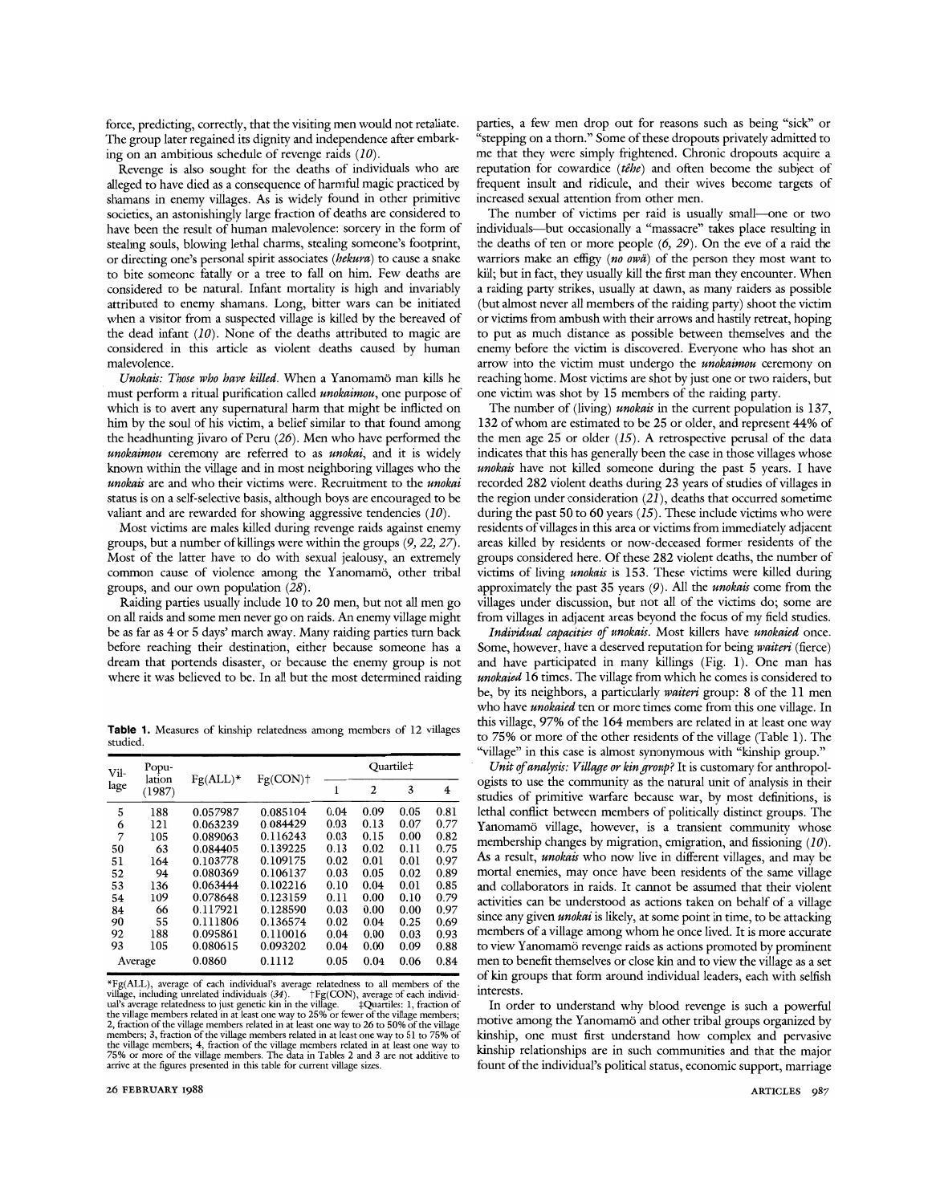force, predicting, correctly, that the visiting men would not retaliate. The group later regained its dignity and independence after embarking on an ambitious schedule of revenge raids (*10*).

Revenge is also sought for the deaths of individuals who are alleged to have died as a consequence of harmful magic practiced by shamans in enemy villages. As is widely found in other primitive societies, an astonishingly large fraction of deaths are considered to have been the result of human malevolence: sorcery in the form of stealing souls, blowing lethal charms, stealing someone's footprint, or directing one's personal spirit associates (*hekura*) to cause a snake to bite someone fatally or a tree to fall on him. Few deaths are considered to be natural. Infant mortality is high and invariably attributed to enemy shamans. Long, bitter wars can be initiated when a visitor from a suspected village is killed by the bereaved of the dead infant (*10*). None of the deaths attributed to magic are considered in this article as violent deaths caused by human malevolence.

*Unokais: Those who have killed*. When a Yanomamö man kills he must perform a ritual purification called *unokaimou*, one purpose of which is to avert any supernatural harm that might be inflicted on him by the soul of his victim, a belief similar to that found among the headhunting Jivaro of Peru (*26*). Men who have performed the *unokaimou* ceremony are referred to as *unokai*, and it is widely known within the village and in most neighboring villages who the *unokais* are and who their victims were. Recruitment to the *unokai* status is on a self-selective basis, although boys are encouraged to be valiant and are rewarded for showing aggressive tendencies (*10*).

Most victims are males killed during revenge raids against enemy groups, but a number of killings were within the groups (*9, 22, 27*). Most of the latter have to do with sexual jealousy, an extremely common cause of violence among the Yanomamö, other tribal groups, and our own population (*28*).

Raiding parties usually include 10 to 20 men, but not all men go on all raids and some men never go on raids. An enemy village might be as far as 4 or 5 days' march away. Many raiding parties turn back before reaching their destination, either because someone has a dream that portends disaster, or because the enemy group is not where it was believed to be. In all but the most determined raiding parties, a few men drop out for reasons such as being "sick" or "stepping on a thorn." Some of these dropouts privately admitted to me that they were simply frightened. Chronic dropouts acquire a reputation for cowardice (*têhe*) and often become the subject of frequent insult and ridicule, and their wives become targets of increased sexual attention from other men.

The number of victims per raid is usually small—one or two individuals—but occasionally a "massacre" takes place resulting in the deaths of ten or more people (*6, 29*). On the eve of a raid the warriors make an effigy (*no owä*) of the person they most want to kill; but in fact, they usually kill the first man they encounter. When a raiding party strikes, usually at dawn, as many raiders as possible (but almost never all members of the raiding party) shoot the victim or victims from ambush with their arrows and hastily retreat, hoping to put as much distance as possible between themselves and the enemy before the victim is discovered. Everyone who has shot an arrow into the victim must undergo the *unokaimou* ceremony on reaching home. Most victims are shot by just one or two raiders, but one victim was shot by 15 members of the raiding party.

The number of (living) *unokais* in the current population is 137, 132 of whom are estimated to be 25 or older, and represent 44% of the men age 25 or older (*15*). A retrospective perusal of the data indicates that this has generally been the case in those villages whose *unokais* have not killed someone during the past 5 years. I have recorded 282 violent deaths during 23 years of studies of villages in the region under consideration (*21*), deaths that occurred sometime during the past 50 to 60 years (*15*). These include victims who were residents of villages in this area or victims from immediately adjacent areas killed by residents or now-deceased former residents of the groups considered here. Of these 282 violent deaths, the number of victims of living *unokais* is 153. These victims were killed during approximately the past 35 years (*9*). All the *unokais* come from the villages under discussion, but not all of the victims do; some are from villages in adjacent areas beyond the focus of my field studies.

*Individual capacities of unokais*. Most killers have *unokaied* once. Some, however, have a deserved reputation for being *waiteri* (fierce) and have participated in many killings (Fig. 1). One man has *unokaied* 16 times. The village from which he comes is considered to be, by its neighbors, a particularly *waiteri* group: 8 of the 11 men who have *unokaied* ten or more times come from this one village. In this village, 97% of the 164 members are related in at least one way to 75% or more of the other residents of the village (Table 1). The "village" in this case is almost synonymous with "kinship group."

*Unit of analysis: Village or kin group?* It is customary for anthropologists to use the community as the natural unit of analysis in their studies of primitive warfare because war, by most definitions, is lethal conflict between members of politically distinct groups. The Yanomamö village, however, is a transient community whose membership changes by migration, emigration, and fissioning (*10*). As a result, *unokais* who now live in different villages, and may be mortal enemies, may once have been residents of the same village and collaborators in raids. It cannot be assumed that their violent activities can be understood as actions taken on behalf of a village since any given *unokai* is likely, at some point in time, to be attacking members of a village among whom he once lived. It is more accurate to view Yanomamö revenge raids as actions promoted by prominent men to benefit themselves or close kin and to view the village as a set of kin groups that form around individual leaders, each with selfish interests.

In order to understand why blood revenge is such a powerful motive among the Yanomamö and other tribal groups organized by kinship, one must first understand how complex and pervasive kinship relationships are in such communities and that the major fount of the individual's political status, economic support, marriage

**Table 1.** Measures of kinship relatedness among members of 12 villages studied.

| Village | Population (1987) | Fg(ALL)* | Fg(CON)† | Quartile‡ | | | |
|---|---|---|---|---|---|---|---|
| | | | | 1 | 2 | 3 | 4 |
| 5 | 188 | 0.057987 | 0.085104 | 0.04 | 0.09 | 0.05 | 0.81 |
| 6 | 121 | 0.063239 | 0.084429 | 0.03 | 0.13 | 0.07 | 0.77 |
| 7 | 105 | 0.089063 | 0.116243 | 0.03 | 0.15 | 0.00 | 0.82 |
| 50 | 63 | 0.084405 | 0.139225 | 0.13 | 0.02 | 0.11 | 0.75 |
| 51 | 164 | 0.103778 | 0.109175 | 0.02 | 0.01 | 0.01 | 0.97 |
| 52 | 94 | 0.080369 | 0.106137 | 0.03 | 0.05 | 0.02 | 0.89 |
| 53 | 136 | 0.063444 | 0.102216 | 0.10 | 0.04 | 0.01 | 0.85 |
| 54 | 109 | 0.078648 | 0.123159 | 0.11 | 0.00 | 0.10 | 0.79 |
| 84 | 66 | 0.117921 | 0.128590 | 0.03 | 0.00 | 0.00 | 0.97 |
| 90 | 55 | 0.111806 | 0.136574 | 0.02 | 0.04 | 0.25 | 0.69 |
| 92 | 188 | 0.095861 | 0.110016 | 0.04 | 0.00 | 0.03 | 0.93 |
| 93 | 105 | 0.080615 | 0.093202 | 0.04 | 0.00 | 0.09 | 0.88 |
| Average | | 0.0860 | 0.1112 | 0.05 | 0.04 | 0.06 | 0.84 |

*Fg(ALL), average of each individual's average relatedness to all members of the village, including unrelated individuals (*34*). †Fg(CON), average of each individual's average relatedness to just genetic kin in the village. ‡Quartiles: 1, fraction of the village members related in at least one way to 25% or fewer of the village members; 2, fraction of the village members related in at least one way to 26 to 50% of the village members; 3, fraction of the village members related in at least one way to 51 to 75% of the village members; 4, fraction of the village members related in at least one way to 75% or more of the village members. The data in Tables 2 and 3 are not additive to arrive at the figures presented in this table for current village sizes.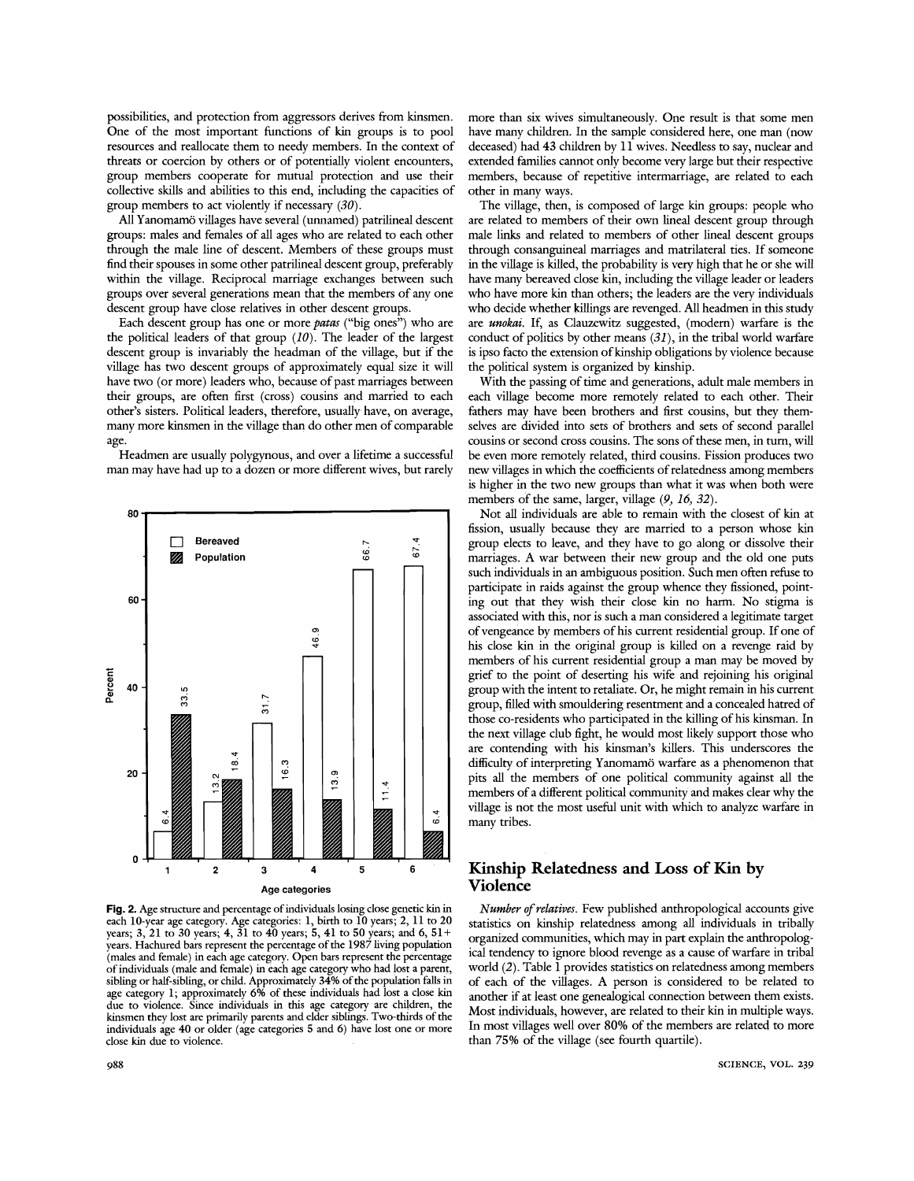possibilities, and protection from aggressors derives from kinsmen. One of the most important functions of kin groups is to pool resources and reallocate them to needy members. In the context of threats or coercion by others or of potentially violent encounters, group members cooperate for mutual protection and use their collective skills and abilities to this end, including the capacities of group members to act violently if necessary (30).

All Yanomamö villages have several (unnamed) patrilineal descent groups: males and females of all ages who are related to each other through the male line of descent. Members of these groups must find their spouses in some other patrilineal descent group, preferably within the village. Reciprocal marriage exchanges between such groups over several generations mean that the members of any one descent group have close relatives in other descent groups.

Each descent group has one or more *patas* ("big ones") who are the political leaders of that group (10). The leader of the largest descent group is invariably the headman of the village, but if the village has two descent groups of approximately equal size it will have two (or more) leaders who, because of past marriages between their groups, are often first (cross) cousins and married to each other's sisters. Political leaders, therefore, usually have, on average, many more kinsmen in the village than do other men of comparable age.

Headmen are usually polygynous, and over a lifetime a successful man may have had up to a dozen or more different wives, but rarely more than six wives simultaneously. One result is that some men have many children. In the sample considered here, one man (now deceased) had 43 children by 11 wives. Needless to say, nuclear and extended families cannot only become very large but their respective members, because of repetitive intermarriage, are related to each other in many ways.

The village, then, is composed of large kin groups: people who are related to members of their own lineal descent group through male links and related to members of other lineal descent groups through consanguineal marriages and matrilateral ties. If someone in the village is killed, the probability is very high that he or she will have many bereaved close kin, including the village leader or leaders who have more kin than others; the leaders are the very individuals who decide whether killings are revenged. All headmen in this study are *unokai*. If, as Clauzewitz suggested, (modern) warfare is the conduct of politics by other means (31), in the tribal world warfare is ipso facto the extension of kinship obligations by violence because the political system is organized by kinship.

With the passing of time and generations, adult male members in each village become more remotely related to each other. Their fathers may have been brothers and first cousins, but they themselves are divided into sets of brothers and sets of second parallel cousins or second cross cousins. The sons of these men, in turn, will be even more remotely related, third cousins. Fission produces two new villages in which the coefficients of relatedness among members is higher in the two new groups than what it was when both were members of the same, larger, village (9, 16, 32).

Not all individuals are able to remain with the closest of kin at fission, usually because they are married to a person whose kin group elects to leave, and they have to go along or dissolve their marriages. A war between their new group and the old one puts such individuals in an ambiguous position. Such men often refuse to participate in raids against the group whence they fissioned, pointing out that they wish their close kin no harm. No stigma is associated with this, nor is such a man considered a legitimate target of vengeance by members of his current residential group. If one of his close kin in the original group is killed on a revenge raid by members of his current residential group a man may be moved by grief to the point of deserting his wife and rejoining his original group with the intent to retaliate. Or, he might remain in his current group, filled with smouldering resentment and a concealed hatred of those co-residents who participated in the killing of his kinsman. In the next village club fight, he would most likely support those who are contending with his kinsman's killers. This underscores the difficulty of interpreting Yanomamö warfare as a phenomenon that pits all the members of one political community against all the members of a different political community and makes clear why the village is not the most useful unit with which to analyze warfare in many tribes.

| Age category | Bereaved (%) | Population (%) |
|---|---|---|
| 1 | 6.4 | 33.5 |
| 2 | 13.2 | 18.4 |
| 3 | 31.7 | 16.3 |
| 4 | 46.9 | 13.9 |
| 5 | 66.7 | 11.4 |
| 6 | 67.4 | 6.4 |

**Fig. 2.** Age structure and percentage of individuals losing close genetic kin in each 10-year age category. Age categories: 1, birth to 10 years; 2, 11 to 20 years; 3, 21 to 30 years; 4, 31 to 40 years; 5, 41 to 50 years; and 6, 51+ years. Hachured bars represent the percentage of the 1987 living population (males and female) in each age category. Open bars represent the percentage of individuals (male and female) in each age category who had lost a parent, sibling or half-sibling, or child. Approximately 34% of the population falls in age category 1; approximately 6% of these individuals had lost a close kin due to violence. Since individuals in this age category are children, the kinsmen they lost are primarily parents and elder siblings. Two-thirds of the individuals age 40 or older (age categories 5 and 6) have lost one or more close kin due to violence.

## Kinship Relatedness and Loss of Kin by Violence

*Number of relatives.* Few published anthropological accounts give statistics on kinship relatedness among all individuals in tribally organized communities, which may in part explain the anthropological tendency to ignore blood revenge as a cause of warfare in tribal world (2). Table 1 provides statistics on relatedness among members of each of the villages. A person is considered to be related to another if at least one genealogical connection between them exists. Most individuals, however, are related to their kin in multiple ways. In most villages well over 80% of the members are related to more than 75% of the village (see fourth quartile).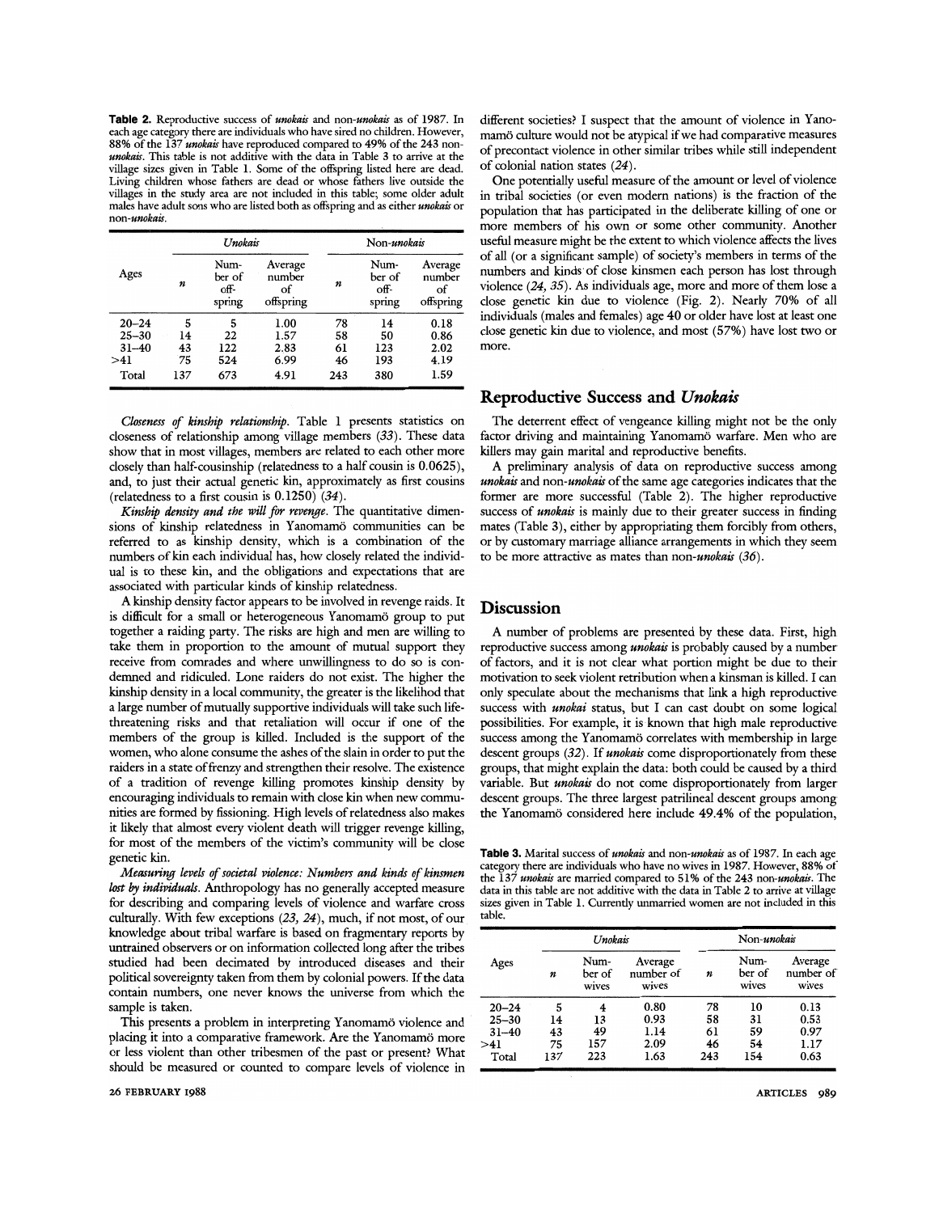**Table 2.** Reproductive success of *unokais* and non-*unokais* as of 1987. In each age category there are individuals who have sired no children. However, 88% of the 137 *unokais* have reproduced compared to 49% of the 243 non-*unokais*. This table is not additive with the data in Table 3 to arrive at the village sizes given in Table 1. Some of the offspring listed here are dead. Living children whose fathers are dead or whose fathers live outside the villages in the study area are not included in this table; some older adult males have adult sons who are listed both as offspring and as either *unokais* or non-*unokais*.

| Ages | *Unokais* | | | Non-*unokais* | | |
|---|---|---|---|---|---|---|
| | *n* | Number of offspring | Average number of offspring | *n* | Number of offspring | Average number of offspring |
| 20–24 | 5 | 5 | 1.00 | 78 | 14 | 0.18 |
| 25–30 | 14 | 22 | 1.57 | 58 | 50 | 0.86 |
| 31–40 | 43 | 122 | 2.83 | 61 | 123 | 2.02 |
| >41 | 75 | 524 | 6.99 | 46 | 193 | 4.19 |
| Total | 137 | 673 | 4.91 | 243 | 380 | 1.59 |

*Closeness of kinship relationship.* Table 1 presents statistics on closeness of relationship among village members (33). These data show that in most villages, members are related to each other more closely than half-cousinship (relatedness to a half cousin is 0.0625), and, to just their actual genetic kin, approximately as first cousins (relatedness to a first cousin is 0.1250) (34).

*Kinship density and the will for revenge.* The quantitative dimensions of kinship relatedness in Yanomamö communities can be referred to as kinship density, which is a combination of the numbers of kin each individual has, how closely related the individual is to these kin, and the obligations and expectations that are associated with particular kinds of kinship relatedness.

A kinship density factor appears to be involved in revenge raids. It is difficult for a small or heterogeneous Yanomamö group to put together a raiding party. The risks are high and men are willing to take them in proportion to the amount of mutual support they receive from comrades and where unwillingness to do so is condemned and ridiculed. Lone raiders do not exist. The higher the kinship density in a local community, the greater is the likelihood that a large number of mutually supportive individuals will take such life-threatening risks and that retaliation will occur if one of the members of the group is killed. Included is the support of the women, who alone consume the ashes of the slain in order to put the raiders in a state of frenzy and strengthen their resolve. The existence of a tradition of revenge killing promotes kinship density by encouraging individuals to remain with close kin when new communities are formed by fissioning. High levels of relatedness also makes it likely that almost every violent death will trigger revenge killing, for most of the members of the victim's community will be close genetic kin.

*Measuring levels of societal violence: Numbers and kinds of kinsmen lost by individuals.* Anthropology has no generally accepted measure for describing and comparing levels of violence and warfare cross culturally. With few exceptions (23, 24), much, if not most, of our knowledge about tribal warfare is based on fragmentary reports by untrained observers or on information collected long after the tribes studied had been decimated by introduced diseases and their political sovereignty taken from them by colonial powers. If the data contain numbers, one never knows the universe from which the sample is taken.

This presents a problem in interpreting Yanomamö violence and placing it into a comparative framework. Are the Yanomamö more or less violent than other tribesmen of the past or present? What should be measured or counted to compare levels of violence in different societies? I suspect that the amount of violence in Yanomamö culture would not be atypical if we had comparative measures of precontact violence in other similar tribes while still independent of colonial nation states (24).

One potentially useful measure of the amount or level of violence in tribal societies (or even modern nations) is the fraction of the population that has participated in the deliberate killing of one or more members of his own or some other community. Another useful measure might be the extent to which violence affects the lives of all (or a significant sample) of society's members in terms of the numbers and kinds of close kinsmen each person has lost through violence (24, 35). As individuals age, more and more of them lose a close genetic kin due to violence (Fig. 2). Nearly 70% of all individuals (males and females) age 40 or older have lost at least one close genetic kin due to violence, and most (57%) have lost two or more.

## Reproductive Success and *Unokais*

The deterrent effect of vengeance killing might not be the only factor driving and maintaining Yanomamö warfare. Men who are killers may gain marital and reproductive benefits.

A preliminary analysis of data on reproductive success among *unokais* and non-*unokais* of the same age categories indicates that the former are more successful (Table 2). The higher reproductive success of *unokais* is mainly due to their greater success in finding mates (Table 3), either by appropriating them forcibly from others, or by customary marriage alliance arrangements in which they seem to be more attractive as mates than non-*unokais* (36).

## Discussion

A number of problems are presented by these data. First, high reproductive success among *unokais* is probably caused by a number of factors, and it is not clear what portion might be due to their motivation to seek violent retribution when a kinsman is killed. I can only speculate about the mechanisms that link a high reproductive success with *unokai* status, but I can cast doubt on some logical possibilities. For example, it is known that high male reproductive success among the Yanomamö correlates with membership in large descent groups (32). If *unokais* come disproportionately from these groups, that might explain the data: both could be caused by a third variable. But *unokais* do not come disproportionately from larger descent groups. The three largest patrilineal descent groups among the Yanomamö considered here include 49.4% of the population,

**Table 3.** Marital success of *unokais* and non-*unokais* as of 1987. In each age category there are individuals who have no wives in 1987. However, 88% of the 137 *unokais* are married compared to 51% of the 243 non-*unokais*. The data in this table are not additive with the data in Table 2 to arrive at village sizes given in Table 1. Currently unmarried women are not included in this table.

| Ages | *Unokais* | | | Non-*unokais* | | |
|---|---|---|---|---|---|---|
| | *n* | Number of wives | Average number of wives | *n* | Number of wives | Average number of wives |
| 20–24 | 5 | 4 | 0.80 | 78 | 10 | 0.13 |
| 25–30 | 14 | 13 | 0.93 | 58 | 31 | 0.53 |
| 31–40 | 43 | 49 | 1.14 | 61 | 59 | 0.97 |
| >41 | 75 | 157 | 2.09 | 46 | 54 | 1.17 |
| Total | 137 | 223 | 1.63 | 243 | 154 | 0.63 |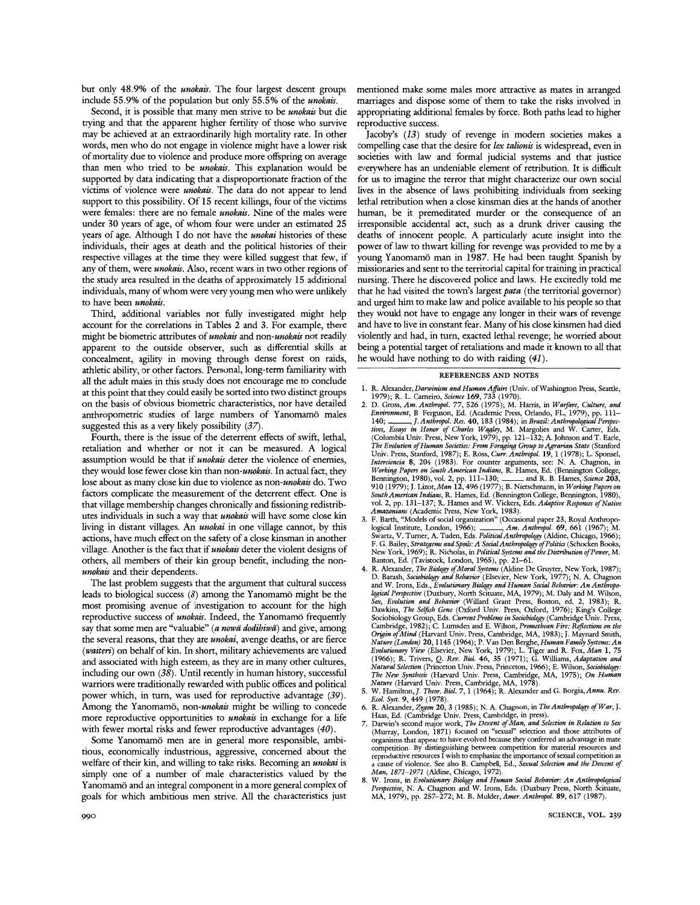but only 48.9% of the *unokais*. The four largest descent groups include 55.9% of the population but only 55.5% of the *unokais*.

Second, it is possible that many men strive to be *unokais* but die trying and that the apparent higher fertility of those who survive may be achieved at an extraordinarily high mortality rate. In other words, men who do not engage in violence might have a lower risk of mortality due to violence and produce more offspring on average than men who tried to be *unokais*. This explanation would be supported by data indicating that a disproportionate fraction of the victims of violence were *unokais*. The data do not appear to lend support to this possibility. Of 15 recent killings, four of the victims were females: there are no female *unokais*. Nine of the males were under 30 years of age, of whom four were under an estimated 25 years of age. Although I do not have the *unokai* histories of these individuals, their ages at death and the political histories of their respective villages at the time they were killed suggest that few, if any of them, were *unokais*. Also, recent wars in two other regions of the study area resulted in the deaths of approximately 15 additional individuals, many of whom were very young men who were unlikely to have been *unokais*.

Third, additional variables not fully investigated might help account for the correlations in Tables 2 and 3. For example, there might be biometric attributes of *unokais* and non-*unokais* not readily apparent to the outside observer, such as differential skills at concealment, agility in moving through dense forest on raids, athletic ability, or other factors. Personal, long-term familiarity with all the adult males in this study does not encourage me to conclude at this point that they could easily be sorted into two distinct groups on the basis of obvious biometric characteristics, nor have detailed anthropometric studies of large numbers of Yanomamö males suggested this as a very likely possibility (*37*).

Fourth, there is the issue of the deterrent effects of swift, lethal, retaliation and whether or not it can be measured. A logical assumption would be that if *unokais* deter the violence of enemies, they would lose fewer close kin than non-*unokais*. In actual fact, they lose about as many close kin due to violence as non-*unokais* do. Two factors complicate the measurement of the deterrent effect. One is that village membership changes chronically and fissioning redistributes individuals in such a way that *unokais* will have some close kin living in distant villages. An *unokai* in one village cannot, by this actions, have much effect on the safety of a close kinsman in another village. Another is the fact that if *unokais* deter the violent designs of others, all members of their kin group benefit, including the non-*unokais* and their dependents.

The last problem suggests that the argument that cultural success leads to biological success (*8*) among the Yanomamö might be the most promising avenue of investigation to account for the high reproductive success of *unokais*. Indeed, the Yanomamö frequently say that some men are "valuable" (*a nowä dodihiwä*) and give, among the several reasons, that they are *unokai*, avenge deaths, or are fierce (*waiteri*) on behalf of kin. In short, military achievements are valued and associated with high esteem, as they are in many other cultures, including our own (*38*). Until recently in human history, successful warriors were traditionally rewarded with public offices and political power which, in turn, was used for reproductive advantage (*39*). Among the Yanomamö, non-*unokais* might be willing to concede more reproductive opportunities to *unokais* in exchange for a life with fewer mortal risks and fewer reproductive advantages (*40*).

Some Yanomamö men are in general more responsible, ambitious, economically industrious, aggressive, concerned about the welfare of their kin, and willing to take risks. Becoming an *unokai* is simply one of a number of male characteristics valued by the Yanomamö and an integral component in a more general complex of goals for which ambitious men strive. All the characteristics just mentioned make some males more attractive as mates in arranged marriages and dispose some of them to take the risks involved in appropriating additional females by force. Both paths lead to higher reproductive success.

Jacoby's (*13*) study of revenge in modern societies makes a compelling case that the desire for *lex talionis* is widespread, even in societies with law and formal judicial systems and that justice everywhere has an undeniable element of retribution. It is difficult for us to imagine the terror that might characterize our own social lives in the absence of laws prohibiting individuals from seeking lethal retribution when a close kinsman dies at the hands of another human, be it premeditated murder or the consequence of an irresponsible accidental act, such as a drunk driver causing the deaths of innocent people. A particularly acute insight into the power of law to thwart killing for revenge was provided to me by a young Yanomamö man in 1987. He had been taught Spanish by missionaries and sent to the territorial capital for training in practical nursing. There he discovered police and laws. He excitedly told me that he had visited the town's largest *pata* (the territorial governor) and urged him to make law and police available to his people so that they would not have to engage any longer in their wars of revenge and have to live in constant fear. Many of his close kinsmen had died violently and had, in turn, exacted lethal revenge; he worried about being a potential target of retaliations and made it known to all that he would have nothing to do with raiding (*41*).

## REFERENCES AND NOTES

1. R. Alexander, *Darwinism and Human Affairs* (Univ. of Washington Press, Seattle, 1979); R. L. Carneiro, *Science* **169**, 733 (1970).
2. D. Gross, *Am. Anthropol.* **77**, 526 (1975); M. Harris, in *Warfare, Culture, and Environment*, B Ferguson, Ed. (Academic Press, Orlando, FL, 1979), pp. 111–140; ——, *J. Anthropol. Res.* **40**, 183 (1984); in *Brazil: Anthropological Perspectives, Essays in Honor of Charles Wagley*, M. Margolies and W. Carter, Eds. (Columbia Univ. Press, New York, 1979), pp. 121–132; A. Johnson and T. Earle, *The Evolution of Human Societies: From Foraging Group to Agrarian State* (Stanford Univ. Press, Stanford, 1987); E. Ross, *Curr. Anthropol.* **19**, 1 (1978); L. Sponsel, *Interciencia* **8**, 204 (1983). For counter arguments, see: N. A. Chagnon, in *Working Papers on South American Indians*, R. Hames, Ed. (Bennington College, Bennington, 1980), vol. 2, pp. 111–130; —— and R. B. Hames, *Science* **203**, 910 (1979); J. Lizot, *Man* **12**, 496 (1977); B. Nietschmann, in *Working Papers on South American Indians*, R. Hames, Ed. (Bennington College, Bennington, 1980), vol. 2, pp. 131–137; R. Hames and W. Vickers, Eds. *Adaptive Responses of Native Amazonians* (Academic Press, New York, 1983).
3. F. Barth, "Models of social organization" (Occasional paper 23, Royal Anthropological Institute, London, 1966); ——, *Am. Anthropol.* **69**, 661 (1967); M. Swartz, V. Turner, A. Tuden, Eds. *Political Anthropology* (Aldine, Chicago, 1966); F. G. Bailey, *Strategems and Spoils: A Social Anthropology of Politics* (Schocken Books, New York, 1969); R. Nicholas, in *Political Systems and the Distribution of Power*, M. Banton, Ed. (Tavistock, London, 1965), pp. 21–61.
4. R. Alexander, *The Biology of Moral Systems* (Aldine De Gruyter, New York, 1987); D. Barash, *Sociobiology and Behavior* (Elsevier, New York, 1977); N. A. Chagnon and W. Irons, Eds., *Evolutionary Biology and Human Social Behavior: An Anthropological Perspective* (Duxbury, North Scituate, MA, 1979); M. Daly and M. Wilson, *Sex, Evolution and Behavior* (Willard Grant Press, Boston, ed. 2, 1983); R. Dawkins, *The Selfish Gene* (Oxford Univ. Press, Oxford, 1976); King's College Sociobiology Group, Eds. *Current Problems in Sociobiology* (Cambridge Univ. Press, Cambridge, 1982); C. Lumsden and E. Wilson, *Promethean Fire: Reflections on the Origin of Mind* (Harvard Univ. Press, Cambridge, MA, 1983); J. Maynard Smith, *Nature (London)* **20**, 1145 (1964); P. Van Den Berghe, *Human Family Systems: An Evolutionary View* (Elsevier, New York, 1979); L. Tiger and R. Fox, *Man* **1**, 75 (1966); R. Trivers, *Q. Rev. Biol.* **46**, 35 (1971); G. Williams, *Adaptation and Natural Selection* (Princeton Univ. Press, Princeton, 1966); E. Wilson, *Sociobiology: The New Synthesis* (Harvard Univ. Press, Cambridge, MA, 1975); *On Human Nature* (Harvard Univ. Press, Cambridge, MA, 1978).
5. W. Hamilton, *J. Theor. Biol.* **7**, 1 (1964); R. Alexander and G. Borgia, *Annu. Rev. Ecol. Syst.* **9**, 449 (1978).
6. R. Alexander, *Zygon* **20**, 3 (1985); N. A. Chagnon, in *The Anthropology of War*, J. Haas, Ed. (Cambridge Univ. Press, Cambridge, in press).
7. Darwin's second major work, *The Descent of Man, and Selection in Relation to Sex* (Murray, London, 1871) focused on "sexual" selection and those attributes of organisms that appear to have evolved because they conferred an advantage in mate competition. By distinguishing between competition for material resources and reproductive resources I wish to emphasize the importance of sexual competition as a cause of violence. See also B. Campbell, Ed., *Sexual Selection and the Descent of Man, 1871–1971* (Aldine, Chicago, 1972).
8. W. Irons, in *Evolutionary Biology and Human Social Behavior: An Anthropological Perspective*, N. A. Chagnon and W. Irons, Eds. (Duxbury Press, North Scituate, MA, 1979), pp. 257–272; M. B. Mulder, *Amer. Anthropol.* **89**, 617 (1987).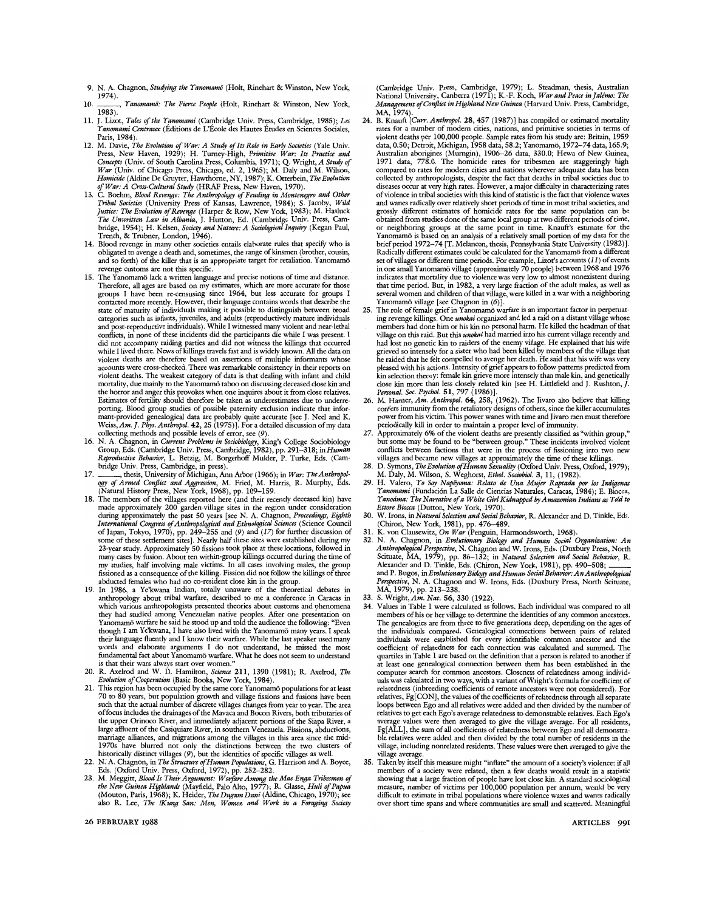9. N. A. Chagnon, *Studying the Yanomamö* (Holt, Rinehart & Winston, New York, 1974).
10. ———, *Yanomamö: The Fierce People* (Holt, Rinehart & Winston, New York, 1983).
11. J. Lizot, *Tales of the Yanomami* (Cambridge Univ. Press, Cambridge, 1985); *Les Yanomami Centraux* (Éditions de L'École des Hautes Études en Sciences Sociales, Paris, 1984).
12. M. Davie, *The Evolution of War: A Study of Its Role in Early Societies* (Yale Univ. Press, New Haven, 1929); H. Turney-High, *Primitive War: Its Practice and Concepts* (Univ. of South Carolina Press, Columbia, 1971); Q. Wright, *A Study of War* (Univ. of Chicago Press, Chicago, ed. 2, 1965); M. Daly and M. Wilson, *Homicide* (Aldine De Gruyter, Hawthorne, NY, 1987); K. Otterbein, *The Evolution of War: A Cross-Cultural Study* (HRAF Press, New Haven, 1970).
13. C. Boehm, *Blood Revenge: The Anthropology of Feuding in Montenegro and Other Tribal Societies* (University Press of Kansas, Lawrence, 1984); S. Jacoby, *Wild Justice: The Evolution of Revenge* (Harper & Row, New York, 1983); M. Hasluck *The Unwritten Law in Albania*, J. Hutton, Ed. (Cambridge Univ. Press, Cambridge, 1954); H. Kelsen, *Society and Nature: A Sociological Inquiry* (Kegan Paul, Trench, & Trubner, London, 1946).
14. Blood revenge in many other societies entails elaborate rules that specify who is obligated to avenge a death and, sometimes, the range of kinsmen (brother, cousin, and so forth) of the killer that is an appropriate target for retaliation. Yanomamö revenge customs are not this specific.
15. The Yanomamö lack a written language and precise notions of time and distance. Therefore, all ages are based on my estimates, which are more accurate for those groups I have been re-censusing since 1964, but less accurate for groups I contacted more recently. However, their language contains words that describe the state of maturity of individuals making it possible to distinguish between broad categories such as infants, juveniles, and adults (reproductively mature individuals and post-reproductive individuals). While I witnessed many violent and near-lethal conflicts, in none of these incidents did the participants die while I was present. I did not accompany raiding parties and did not witness the killings that occurred while I lived there. News of killings travels fast and is widely known. All the data on violent deaths are therefore based on assertions of multiple informants whose accounts were cross-checked. There was remarkable consistency in their reports on violent deaths. The weakest category of data is that dealing with infant and child mortality, due mainly to the Yanomamö taboo on discussing deceased close kin and the horror and anger this provokes when one inquires about it from close relatives. Estimates of fertility should therefore be taken as underestimates due to underreporting. Blood group studies of possible paternity exclusion indicate that informant-provided genealogical data are probably quite accurate [see J. Neel and K. Weiss, *Am. J. Phys. Anthropol.* **42**, 25 (1975)]. For a detailed discussion of my data collecting methods and possible levels of error, see (*9*).
16. N. A. Chagnon, in *Current Problems in Sociobiology*, King's College Sociobiology Group, Eds. (Cambridge Univ. Press, Cambridge, 1982), pp. 291–318; in *Human Reproductive Behavior*, L. Betzig, M. Borgerhoff Mulder, P. Turke, Eds. (Cambridge Univ. Press, Cambridge, in press).
17. ———, thesis, University of Michigan, Ann Arbor (1966); in *War: The Anthropology of Armed Conflict and Aggression*, M. Fried, M. Harris, R. Murphy, Eds. (Natural History Press, New York, 1968), pp. 109–159.
18. The members of the villages reported here (and their recently deceased kin) have made approximately 200 garden-village sites in the region under consideration during approximately the past 50 years [see N. A. Chagnon, *Proceedings, Eighth International Congress of Anthropological and Ethnological Sciences* (Science Council of Japan, Tokyo, 1970), pp. 249–255 and (*9*) and (*17*) for further discussion of some of these settlement sites]. Nearly half these sites were established during my 23-year study. Approximately 50 fissions took place at these locations, followed in many cases by fusion. About ten within-group killings occurred during the time of my studies, half involving male victims. In all cases involving males, the group fissioned as a consequence of the killing. Fission did not follow the killings of three abducted females who had no co-resident close kin in the group.
19. In 1986, a Ye'kwana Indian, totally unaware of the theoretical debates in anthropology about tribal warfare, described to me a conference in Caracas in which various anthropologists presented theories about customs and phenomena they had studied among Venezuelan native peoples. After one presentation on Yanomamö warfare he said he stood up and told the audience the following: "Even though I am Ye'kwana, I have also lived with the Yanomamö many years. I speak their language fluently and I know their warfare. While the last speaker used many words and elaborate arguments I do not understand, he missed the most fundamental fact about Yanomamö warfare. What he does not seem to understand is that their wars always start over women."
20. R. Axelrod and W. D. Hamilton, *Science* **211**, 1390 (1981); R. Axelrod, *The Evolution of Cooperation* (Basic Books, New York, 1984).
21. This region has been occupied by the same core Yanomamö populations for at least 70 to 80 years, but population growth and village fissions and fusions have been such that the actual number of discrete villages changes from year to year. The area of focus includes the drainages of the Mavaca and Bocon Rivers, both tributaries of the upper Orinoco River, and immediately adjacent portions of the Siapa River, a large affluent of the Casiquiare River, in southern Venezuela. Fissions, abductions, marriage alliances, and migrations among the villages in this area since the mid-1970s have blurred not only the distinctions between the two clusters of historically distinct villages (*9*), but the identities of specific villages as well.
22. N. A. Chagnon, in *The Structure of Human Populations*, G. Harrison and A. Boyce, Eds. (Oxford Univ. Press, Oxford, 1972), pp. 252–282.
23. M. Meggitt, *Blood Is Their Argument: Warfare Among the Mae Enga Tribesmen of the New Guinea Highlands* (Mayfield, Palo Alto, 1977); R. Glasse, *Huli of Papua* (Mouton, Paris, 1968); K. Heider, *The Dugum Dani* (Aldine, Chicago, 1970); see also R. Lee, *The !Kung San: Men, Women and Work in a Foraging Society* (Cambridge Univ. Press, Cambridge, 1979); L. Steadman, thesis, Australian National University, Canberra (1971); K.-F. Koch, *War and Peace in Jalémo: The Management of Conflict in Highland New Guinea* (Harvard Univ. Press, Cambridge, MA, 1974).
24. B. Knauft [*Curr. Anthropol.* **28**, 457 (1987)] has compiled or estimated mortality rates for a number of modern cities, nations, and primitive societies in terms of violent deaths per 100,000 people. Sample rates from his study are: Britain, 1959 data, 0.50; Detroit, Michigan, 1958 data, 58.2; Yanomamö, 1972–74 data, 165.9; Australian aborigines (Murngin), 1906–26 data, 330.0; Hewa of New Guinea, 1971 data, 778.0. The homicide rates for tribesmen are staggeringly high compared to rates for modern cities and nations wherever adequate data has been collected by anthropologists, despite the fact that deaths in tribal societies due to diseases occur at very high rates. However, a major difficulty in characterizing rates of violence in tribal societies with this kind of statistic is the fact that violence waxes and wanes radically over relatively short periods of time in most tribal societies, and grossly different estimates of homicide rates for the same population can be obtained from studies done of the same local group at two different periods of time, or neighboring groups at the same point in time. Knauft's estimate for the Yanomamö is based on an analysis of a relatively small portion of my data for the brief period 1972–74 [T. Melancon, thesis, Pennsylvania State University (1982)]. Radically different estimates could be calculated for the Yanomamö from a different set of villages or different time periods. For example, Lizot's accounts (*11*) of events in one small Yanomamö village (approximately 70 people) between 1968 and 1976 indicates that mortality due to violence was very low to almost nonexistent during that time period. But, in 1982, a very large fraction of the adult males, as well as several women and children of that village, were killed in a war with a neighboring Yanomamö village [see Chagnon in (*6*)].
25. The role of female grief in Yanomamö warfare is an important factor in perpetuating revenge killings. One *unokai* organized and led a raid on a distant village whose members had done him or his kin no personal harm. He killed the headman of that village on this raid. But this *unokai* had married into his current village recently and had lost no genetic kin to raiders of the enemy village. He explained that his wife grieved so intensely for a sister who had been killed by members of the village that he raided that he felt compelled to avenge her death. He said that his wife was very pleased with his actions. Intensity of grief appears to follow patterns predicted from kin selection theory: female kin grieve more intensely than male kin, and genetically close kin more than less closely related kin [see H. Littlefield and J. Rushton, *J. Personal. Soc. Psychol.* **51**, 797 (1986)].
26. M. Harner, *Am. Anthropol.* **64**, 258, (1962). The Jivaro also believe that killing confers immunity from the retaliatory designs of others, since the killer accumulates power from his victim. This power wanes with time and Jivaro men must therefore periodically kill in order to maintain a proper level of immunity.
27. Approximately 6% of the violent deaths are presently classified as "within group," but some may be found to be "between group." These incidents involved violent conflicts between factions that were in the process of fissioning into two new villages and became new villages at approximately the time of these killings.
28. D. Symons, *The Evolution of Human Sexuality* (Oxford Univ. Press, Oxford, 1979); M. Daly, M. Wilson, S. Weghorst, *Ethol. Sociobiol.* **3**, 11, (1982).
29. H. Valero, *Yo Soy Napëyoma: Relato de Una Mujer Raptada por los Indígenas Yanomami* (Fundación La Salle de Ciencias Naturales, Caracas, 1984); E. Biocca, *Yanoáma: The Narrative of a White Girl Kidnapped by Amazonian Indians as Told to Ettore Biocca* (Dutton, New York, 1970).
30. W. Irons, in *Natural Selection and Social Behavior*, R. Alexander and D. Tinkle, Eds. (Chiron, New York, 1981), pp. 476–489.
31. K. von Clausewitz, *On War* (Penguin, Harmondsworth, 1968).
32. N. A. Chagnon, in *Evolutionary Biology and Human Social Organization: An Anthropological Perspective*, N. Chagnon and W. Irons, Eds. (Duxbury Press, North Scituate, MA, 1979), pp. 86–132; in *Natural Selection and Social Behavior*, R. Alexander and D. Tinkle, Eds. (Chiron, New York, 1981), pp. 490–508; ——— and P. Bugos, in *Evolutionary Biology and Human Social Behavior: An Anthropological Perspective*, N. A. Chagnon and W. Irons, Eds. (Duxbury Press, North Scituate, MA, 1979), pp. 213–238.
33. S. Wright, *Am. Nat.* **56**, 330 (1922).
34. Values in Table 1 were calculated as follows. Each individual was compared to all members of his or her village to determine the identities of any common ancestors. The genealogies are from three to five generations deep, depending on the ages of the individuals compared. Genealogical connections between pairs of related individuals were established for every identifiable common ancestor and the coefficient of relatedness for each connection was calculated and summed. The quartiles in Table 1 are based on the definition that a person is related to another if at least one genealogical connection between them has been established in the computer search for common ancestors. Closeness of relatedness among individuals was calculated in two ways, with a variant of Wright's formula for coefficient of relatedness (inbreeding coefficients of remote ancestors were not considered). For relatives, Fg[CON], the values of the coefficients of relatedness through all separate loops between Ego and all relatives were added and then divided by the number of relatives to get each Ego's average relatedness to demonstrable relatives. Each Ego's average values were then averaged to give the village average. For all residents, Fg[ALL], the sum of all coefficients of relatedness between Ego and all demonstrable relatives were added and then divided by the total number of residents in the village, including nonrelated residents. These values were then averaged to give the village average.
35. Taken by itself this measure might "inflate" the amount of a society's violence: if all members of a society were related, then a few deaths would result in a statistic showing that a large fraction of people have lost close kin. A standard sociological measure, number of victims per 100,000 population per annum, would be very difficult to estimate in tribal populations where violence waxes and wanes radically over short time spans and where communities are small and scattered. Meaningful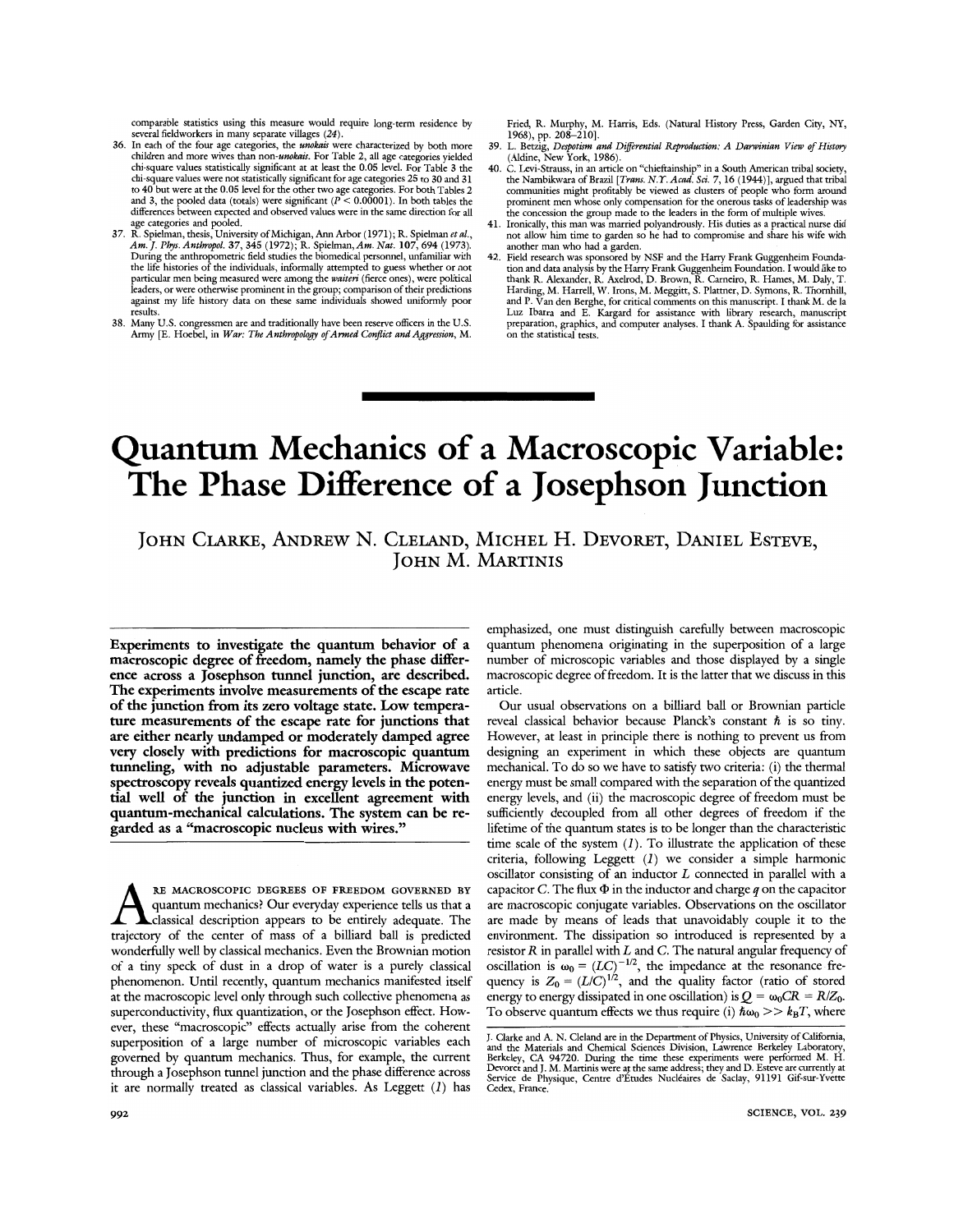comparable statistics using this measure would require long-term residence by several fieldworkers in many separate villages (24).

36. In each of the four age categories, the *unokais* were characterized by both more children and more wives than non-*unokais*. For Table 2, all age categories yielded chi-square values statistically significant at at least the 0.05 level. For Table 3 the chi-square values were not statistically significant for age categories 25 to 30 and 31 to 40 but were at the 0.05 level for the other two age categories. For both Tables 2 and 3, the pooled data (totals) were significant ($P < 0.00001$). In both tables the differences between expected and observed values were in the same direction for all age categories and pooled.
37. R. Spielman, thesis, University of Michigan, Ann Arbor (1971); R. Spielman *et al.*, *Am. J. Phys. Anthropol.* 37, 345 (1972); R. Spielman, *Am. Nat.* 107, 694 (1973). During the anthropometric field studies the biomedical personnel, unfamiliar with the life histories of the individuals, informally attempted to guess whether or not particular men being measured were among the *waiteri* (fierce ones), were political leaders, or were otherwise prominent in the group; comparison of their predictions against my life history data on these same individuals showed uniformly poor results.
38. Many U.S. congressmen are and traditionally have been reserve officers in the U.S. Army [E. Hoebel, in *War: The Anthropology of Armed Conflict and Aggression*, M. Fried, R. Murphy, M. Harris, Eds. (Natural History Press, Garden City, NY, 1968), pp. 208–210].
39. L. Betzig, *Despotism and Differential Reproduction: A Darwinian View of History* (Aldine, New York, 1986).
40. C. Levi-Strauss, in an article on "chieftainship" in a South American tribal society, the Nambikwara of Brazil [*Trans. N.Y. Acad. Sci.* 7, 16 (1944)], argued that tribal communities might profitably be viewed as clusters of people who form around prominent men whose only compensation for the onerous tasks of leadership was the concession the group made to the leaders in the form of multiple wives.
41. Ironically, this man was married polyandrously. His duties as a practical nurse did not allow him time to garden so he had to compromise and share his wife with another man who had a garden.
42. Field research was sponsored by NSF and the Harry Frank Guggenheim Foundation and data analysis by the Harry Frank Guggenheim Foundation. I would like to thank R. Alexander, R. Axelrod, D. Brown, R. Carneiro, R. Hames, M. Daly, T. Harding, M. Harrell, W. Irons, M. Meggitt, S. Plattner, D. Symons, R. Thornhill, and P. Van den Berghe, for critical comments on this manuscript. I thank M. de la Luz Ibarra and E. Kargard for assistance with library research, manuscript preparation, graphics, and computer analyses. I thank A. Spaulding for assistance on the statistical tests.

# Quantum Mechanics of a Macroscopic Variable: The Phase Difference of a Josephson Junction

JOHN CLARKE, ANDREW N. CLELAND, MICHEL H. DEVORET, DANIEL ESTEVE, JOHN M. MARTINIS

**Experiments to investigate the quantum behavior of a macroscopic degree of freedom, namely the phase difference across a Josephson tunnel junction, are described. The experiments involve measurements of the escape rate of the junction from its zero voltage state. Low temperature measurements of the escape rate for junctions that are either nearly undamped or moderately damped agree very closely with predictions for macroscopic quantum tunneling, with no adjustable parameters. Microwave spectroscopy reveals quantized energy levels in the potential well of the junction in excellent agreement with quantum-mechanical calculations. The system can be regarded as a "macroscopic nucleus with wires."**

ARE MACROSCOPIC DEGREES OF FREEDOM GOVERNED BY quantum mechanics? Our everyday experience tells us that a classical description appears to be entirely adequate. The trajectory of the center of mass of a billiard ball is predicted wonderfully well by classical mechanics. Even the Brownian motion of a tiny speck of dust in a drop of water is a purely classical phenomenon. Until recently, quantum mechanics manifested itself at the macroscopic level only through such collective phenomena as superconductivity, flux quantization, or the Josephson effect. However, these "macroscopic" effects actually arise from the coherent superposition of a large number of microscopic variables each governed by quantum mechanics. Thus, for example, the current through a Josephson tunnel junction and the phase difference across it are normally treated as classical variables. As Leggett (1) has emphasized, one must distinguish carefully between macroscopic quantum phenomena originating in the superposition of a large number of microscopic variables and those displayed by a single macroscopic degree of freedom. It is the latter that we discuss in this article.

Our usual observations on a billiard ball or Brownian particle reveal classical behavior because Planck's constant $\hbar$ is so tiny. However, at least in principle there is nothing to prevent us from designing an experiment in which these objects are quantum mechanical. To do so we have to satisfy two criteria: (i) the thermal energy must be small compared with the separation of the quantized energy levels, and (ii) the macroscopic degree of freedom must be sufficiently decoupled from all other degrees of freedom if the lifetime of the quantum states is to be longer than the characteristic time scale of the system (1). To illustrate the application of these criteria, following Leggett (1) we consider a simple harmonic oscillator consisting of an inductor $L$ connected in parallel with a capacitor $C$. The flux $\Phi$ in the inductor and charge $q$ on the capacitor are macroscopic conjugate variables. Observations on the oscillator are made by means of leads that unavoidably couple it to the environment. The dissipation so introduced is represented by a resistor $R$ in parallel with $L$ and $C$. The natural angular frequency of oscillation is $\omega_0 = (LC)^{-1/2}$, the impedance at the resonance frequency is $Z_0 = (L/C)^{1/2}$, and the quality factor (ratio of stored energy to energy dissipated in one oscillation) is $Q = \omega_0 CR = R/Z_0$. To observe quantum effects we thus require (i) $\hbar\omega_0 >> k_B T$, where

J. Clarke and A. N. Cleland are in the Department of Physics, University of California, and the Materials and Chemical Sciences Division, Lawrence Berkeley Laboratory, Berkeley, CA 94720. During the time these experiments were performed M. H. Devoret and J. M. Martinis were at the same address; they and D. Esteve are currently at Service de Physique, Centre d'Études Nucléaires de Saclay, 91191 Gif-sur-Yvette Cedex, France.